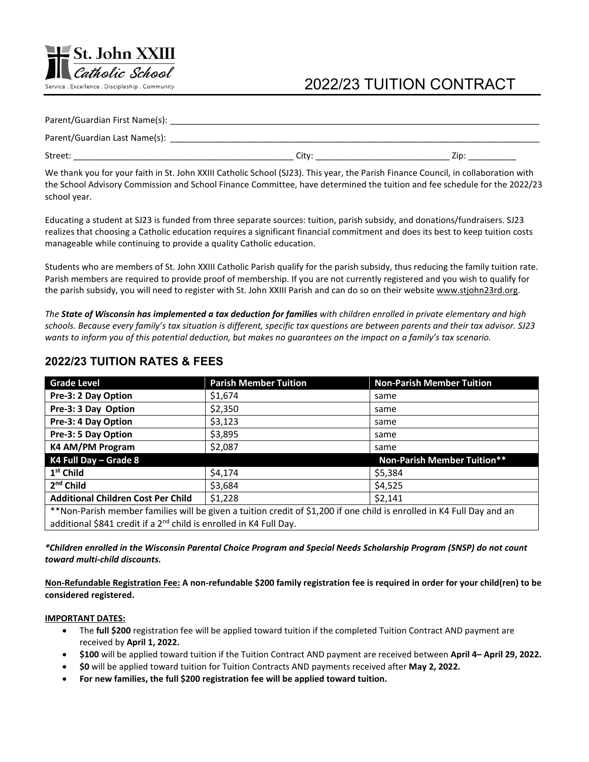St. John XXIII Catholic School
Service . Excellence . Discipleship . Community

# 2022/23 TUITION CONTRACT

Parent/Guardian First Name(s): ______________________________________________

Parent/Guardian Last Name(s): ______________________________________________

Street: ______________________________ City: ____________________ Zip: __________

We thank you for your faith in St. John XXIII Catholic School (SJ23). This year, the Parish Finance Council, in collaboration with the School Advisory Commission and School Finance Committee, have determined the tuition and fee schedule for the 2022/23 school year.

Educating a student at SJ23 is funded from three separate sources: tuition, parish subsidy, and donations/fundraisers. SJ23 realizes that choosing a Catholic education requires a significant financial commitment and does its best to keep tuition costs manageable while continuing to provide a quality Catholic education.

Students who are members of St. John XXIII Catholic Parish qualify for the parish subsidy, thus reducing the family tuition rate. Parish members are required to provide proof of membership. If you are not currently registered and you wish to qualify for the parish subsidy, you will need to register with St. John XXIII Parish and can do so on their website www.stjohn23rd.org.

*The **State of Wisconsin has implemented a tax deduction for families** with children enrolled in private elementary and high schools. Because every family's tax situation is different, specific tax questions are between parents and their tax advisor. SJ23 wants to inform you of this potential deduction, but makes no guarantees on the impact on a family's tax scenario.*

## 2022/23 TUITION RATES & FEES

| Grade Level | Parish Member Tuition | Non-Parish Member Tuition |
|---|---|---|
| **Pre-3: 2 Day Option** | $1,674 | same |
| **Pre-3: 3 Day Option** | $2,350 | same |
| **Pre-3: 4 Day Option** | $3,123 | same |
| **Pre-3: 5 Day Option** | $3,895 | same |
| **K4 AM/PM Program** | $2,087 | same |
| **K4 Full Day – Grade 8** | | **Non-Parish Member Tuition\*\*** |
| **1st Child** | $4,174 | $5,384 |
| **2nd Child** | $3,684 | $4,525 |
| **Additional Children Cost Per Child** | $1,228 | $2,141 |
| **Non-Parish member families will be given a tuition credit of $1,200 if one child is enrolled in K4 Full Day and an additional $841 credit if a 2nd child is enrolled in K4 Full Day. | | |

***Children enrolled in the Wisconsin Parental Choice Program and Special Needs Scholarship Program (SNSP) do not count toward multi-child discounts.***

**<u>Non-Refundable Registration Fee:</u> A non-refundable $200 family registration fee is required in order for your child(ren) to be considered registered.**

**<u>IMPORTANT DATES:</u>**

- The **full $200** registration fee will be applied toward tuition if the completed Tuition Contract AND payment are received by **April 1, 2022.**
- **$100** will be applied toward tuition if the Tuition Contract AND payment are received between **April 4– April 29, 2022.**
- **$0** will be applied toward tuition for Tuition Contracts AND payments received after **May 2, 2022.**
- **For new families, the full $200 registration fee will be applied toward tuition.**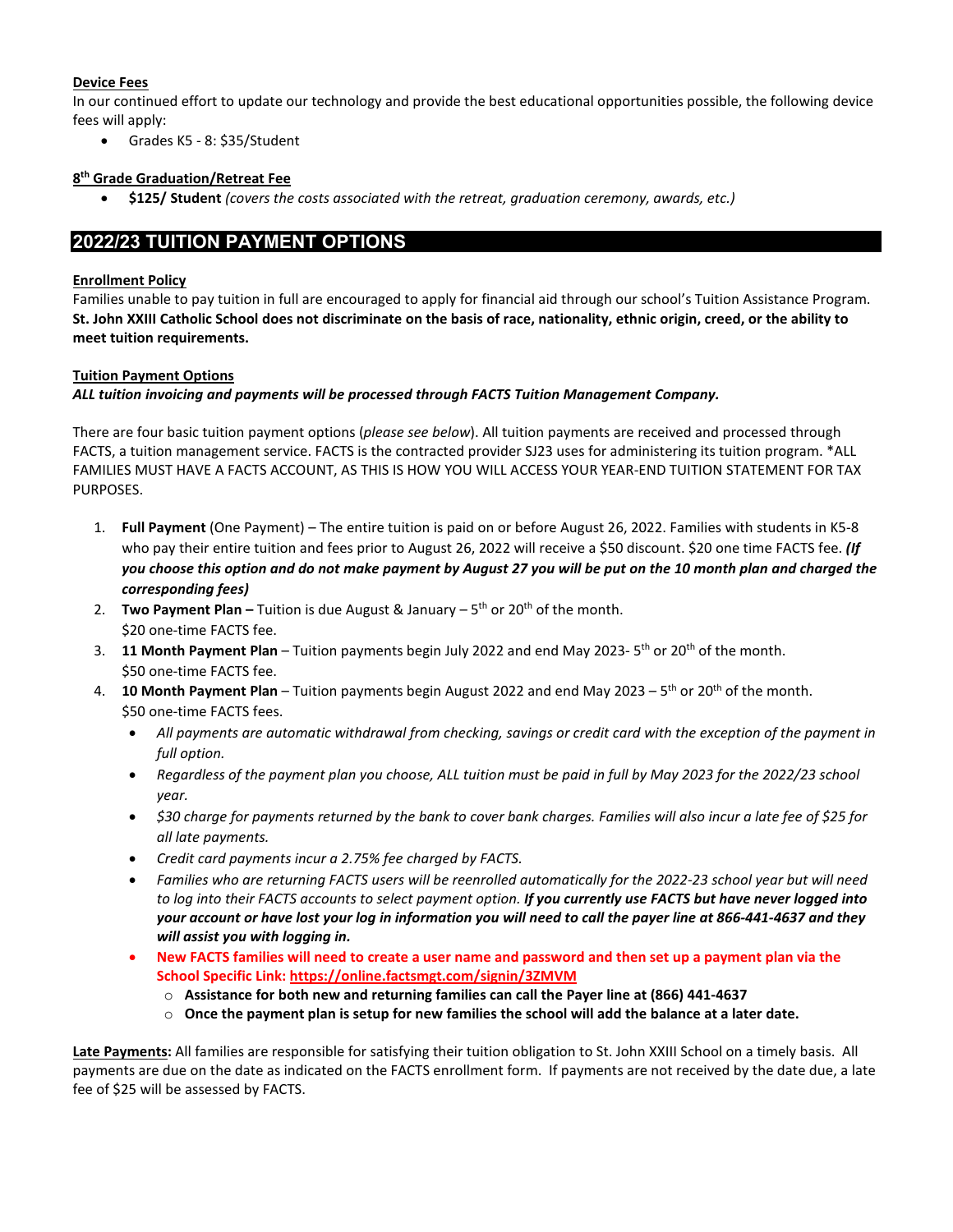**Device Fees**

In our continued effort to update our technology and provide the best educational opportunities possible, the following device fees will apply:

- Grades K5 - 8: $35/Student

**8th Grade Graduation/Retreat Fee**

- **$125/ Student** *(covers the costs associated with the retreat, graduation ceremony, awards, etc.)*

## 2022/23 TUITION PAYMENT OPTIONS

**Enrollment Policy**

Families unable to pay tuition in full are encouraged to apply for financial aid through our school's Tuition Assistance Program. **St. John XXIII Catholic School does not discriminate on the basis of race, nationality, ethnic origin, creed, or the ability to meet tuition requirements.**

**Tuition Payment Options**

***ALL tuition invoicing and payments will be processed through FACTS Tuition Management Company.***

There are four basic tuition payment options (*please see below*). All tuition payments are received and processed through FACTS, a tuition management service. FACTS is the contracted provider SJ23 uses for administering its tuition program. *ALL FAMILIES MUST HAVE A FACTS ACCOUNT, AS THIS IS HOW YOU WILL ACCESS YOUR YEAR-END TUITION STATEMENT FOR TAX PURPOSES.

1. **Full Payment** (One Payment) – The entire tuition is paid on or before August 26, 2022. Families with students in K5-8 who pay their entire tuition and fees prior to August 26, 2022 will receive a $50 discount. $20 one time FACTS fee. ***(If you choose this option and do not make payment by August 27 you will be put on the 10 month plan and charged the corresponding fees)***
2. **Two Payment Plan –** Tuition is due August & January – 5th or 20th of the month.
   $20 one-time FACTS fee.
3. **11 Month Payment Plan** – Tuition payments begin July 2022 and end May 2023- 5th or 20th of the month.
   $50 one-time FACTS fee.
4. **10 Month Payment Plan** – Tuition payments begin August 2022 and end May 2023 – 5th or 20th of the month.
   $50 one-time FACTS fees.
   - *All payments are automatic withdrawal from checking, savings or credit card with the exception of the payment in full option.*
   - *Regardless of the payment plan you choose, ALL tuition must be paid in full by May 2023 for the 2022/23 school year.*
   - *$30 charge for payments returned by the bank to cover bank charges. Families will also incur a late fee of $25 for all late payments.*
   - *Credit card payments incur a 2.75% fee charged by FACTS.*
   - *Families who are returning FACTS users will be reenrolled automatically for the 2022-23 school year but will need to log into their FACTS accounts to select payment option.* ***If you currently use FACTS but have never logged into your account or have lost your log in information you will need to call the payer line at 866-441-4637 and they will assist you with logging in.***
   - **New FACTS families will need to create a user name and password and then set up a payment plan via the School Specific Link: https://online.factsmgt.com/signin/3ZMVM**
     - **Assistance for both new and returning families can call the Payer line at (866) 441-4637**
     - **Once the payment plan is setup for new families the school will add the balance at a later date.**

**Late Payments:** All families are responsible for satisfying their tuition obligation to St. John XXIII School on a timely basis. All payments are due on the date as indicated on the FACTS enrollment form. If payments are not received by the date due, a late fee of $25 will be assessed by FACTS.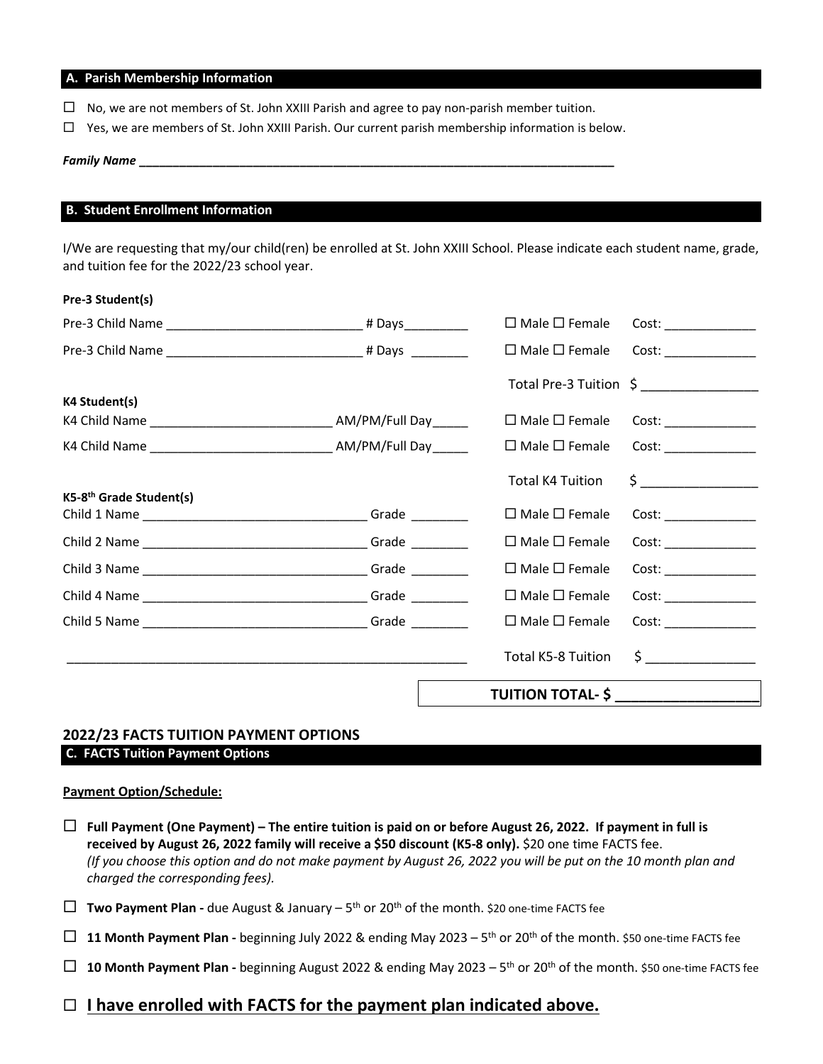## A. Parish Membership Information

☐ No, we are not members of St. John XXIII Parish and agree to pay non-parish member tuition.

☐ Yes, we are members of St. John XXIII Parish. Our current parish membership information is below.

***Family Name*** ______________________________________________________________________

## B. Student Enrollment Information

I/We are requesting that my/our child(ren) be enrolled at St. John XXIII School. Please indicate each student name, grade, and tuition fee for the 2022/23 school year.

**Pre-3 Student(s)**

Pre-3 Child Name ____________________________ # Days_________ ☐ Male ☐ Female Cost: _____________

Pre-3 Child Name ____________________________ # Days ________ ☐ Male ☐ Female Cost: _____________

Total Pre-3 Tuition $ ________________

**K4 Student(s)**

K4 Child Name __________________________ AM/PM/Full Day_____ ☐ Male ☐ Female Cost: _____________

K4 Child Name __________________________ AM/PM/Full Day_____ ☐ Male ☐ Female Cost: _____________

Total K4 Tuition $ ________________

**K5-8th Grade Student(s)**

Child 1 Name ________________________________ Grade ________ ☐ Male ☐ Female Cost: _____________

Child 2 Name ________________________________ Grade ________ ☐ Male ☐ Female Cost: _____________

Child 3 Name ________________________________ Grade ________ ☐ Male ☐ Female Cost: _____________

Child 4 Name ________________________________ Grade ________ ☐ Male ☐ Female Cost: _____________

Child 5 Name ________________________________ Grade ________ ☐ Male ☐ Female Cost: _____________

_________________________________________________________ Total K5-8 Tuition $ _______________

**TUITION TOTAL- $ _________________**

## 2022/23 FACTS TUITION PAYMENT OPTIONS

## C. FACTS Tuition Payment Options

**Payment Option/Schedule:**

☐ **Full Payment (One Payment) – The entire tuition is paid on or before August 26, 2022. If payment in full is received by August 26, 2022 family will receive a $50 discount (K5-8 only).** $20 one time FACTS fee. *(If you choose this option and do not make payment by August 26, 2022 you will be put on the 10 month plan and charged the corresponding fees).*

☐ **Two Payment Plan -** due August & January – 5th or 20th of the month. $20 one-time FACTS fee

☐ **11 Month Payment Plan -** beginning July 2022 & ending May 2023 – 5th or 20th of the month. $50 one-time FACTS fee

☐ **10 Month Payment Plan -** beginning August 2022 & ending May 2023 – 5th or 20th of the month. $50 one-time FACTS fee

☐ **I have enrolled with FACTS for the payment plan indicated above.**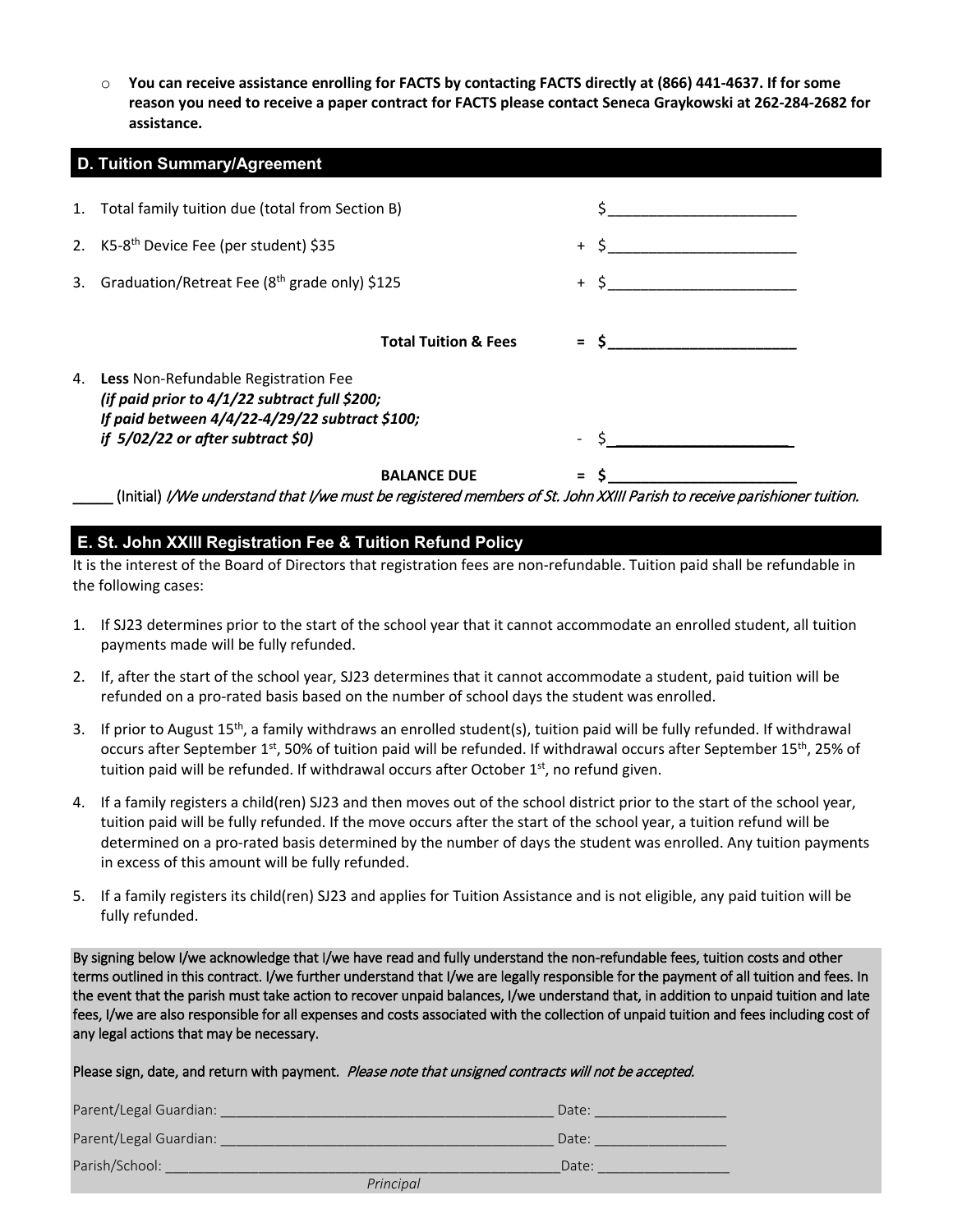- **You can receive assistance enrolling for FACTS by contacting FACTS directly at (866) 441-4637. If for some reason you need to receive a paper contract for FACTS please contact Seneca Graykowski at 262-284-2682 for assistance.**

## D. Tuition Summary/Agreement

1. Total family tuition due (total from Section B) $______________________
2. K5-8th Device Fee (per student) $35 + $______________________
3. Graduation/Retreat Fee (8th grade only) $125 + $______________________

**Total Tuition & Fees = $______________________**

4. **Less** Non-Refundable Registration Fee
   ***(if paid prior to 4/1/22 subtract full $200;***
   ***If paid between 4/4/22-4/29/22 subtract $100;***
   ***if 5/02/22 or after subtract $0)*** - $______________________

**BALANCE DUE = $______________________**

_____ (Initial) *I/We understand that I/we must be registered members of St. John XXIII Parish to receive parishioner tuition.*

## E. St. John XXIII Registration Fee & Tuition Refund Policy

It is the interest of the Board of Directors that registration fees are non-refundable. Tuition paid shall be refundable in the following cases:

1. If SJ23 determines prior to the start of the school year that it cannot accommodate an enrolled student, all tuition payments made will be fully refunded.
2. If, after the start of the school year, SJ23 determines that it cannot accommodate a student, paid tuition will be refunded on a pro-rated basis based on the number of school days the student was enrolled.
3. If prior to August 15th, a family withdraws an enrolled student(s), tuition paid will be fully refunded. If withdrawal occurs after September 1st, 50% of tuition paid will be refunded. If withdrawal occurs after September 15th, 25% of tuition paid will be refunded. If withdrawal occurs after October 1st, no refund given.
4. If a family registers a child(ren) SJ23 and then moves out of the school district prior to the start of the school year, tuition paid will be fully refunded. If the move occurs after the start of the school year, a tuition refund will be determined on a pro-rated basis determined by the number of days the student was enrolled. Any tuition payments in excess of this amount will be fully refunded.
5. If a family registers its child(ren) SJ23 and applies for Tuition Assistance and is not eligible, any paid tuition will be fully refunded.

By signing below I/we acknowledge that I/we have read and fully understand the non-refundable fees, tuition costs and other terms outlined in this contract. I/we further understand that I/we are legally responsible for the payment of all tuition and fees. In the event that the parish must take action to recover unpaid balances, I/we understand that, in addition to unpaid tuition and late fees, I/we are also responsible for all expenses and costs associated with the collection of unpaid tuition and fees including cost of any legal actions that may be necessary.

Please sign, date, and return with payment. *Please note that unsigned contracts will not be accepted.*

Parent/Legal Guardian: ____________________________________________ Date: _________________

Parent/Legal Guardian: ____________________________________________ Date: _________________

Parish/School: ______________________________________________________Date: _________________

*Principal*